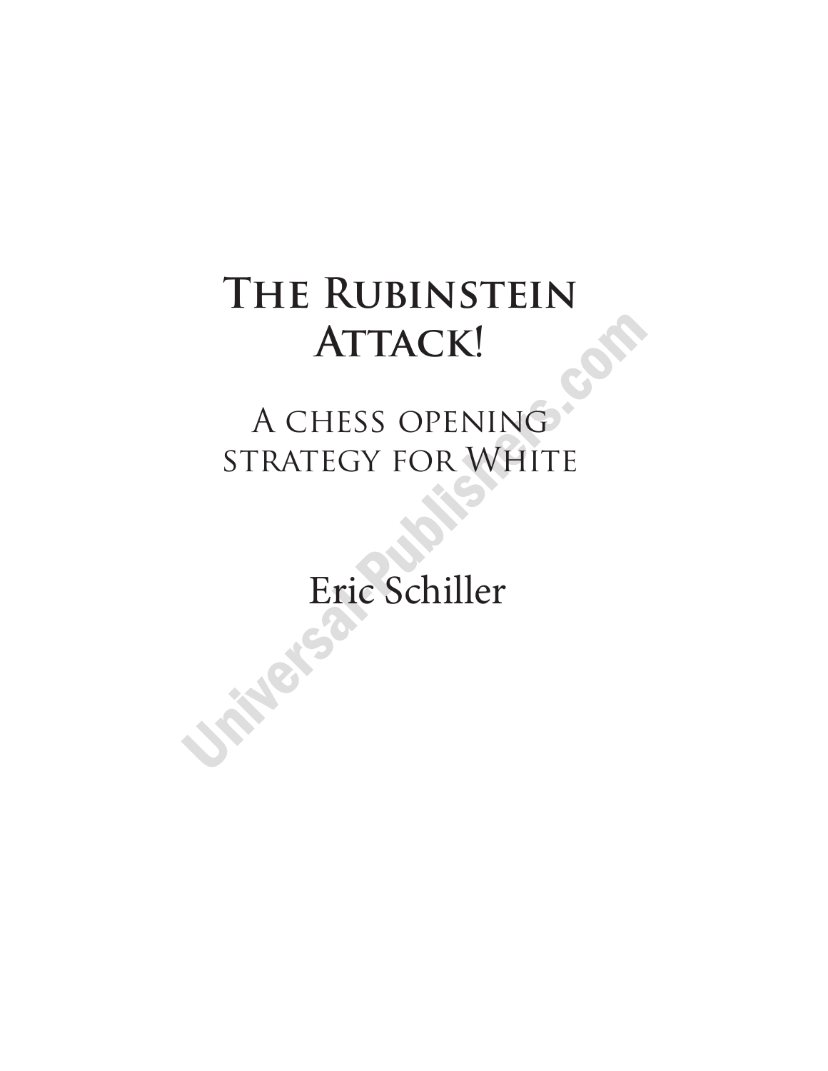# The Rubinstein Attack!

## A chess opening strategy for White

Eric Schiller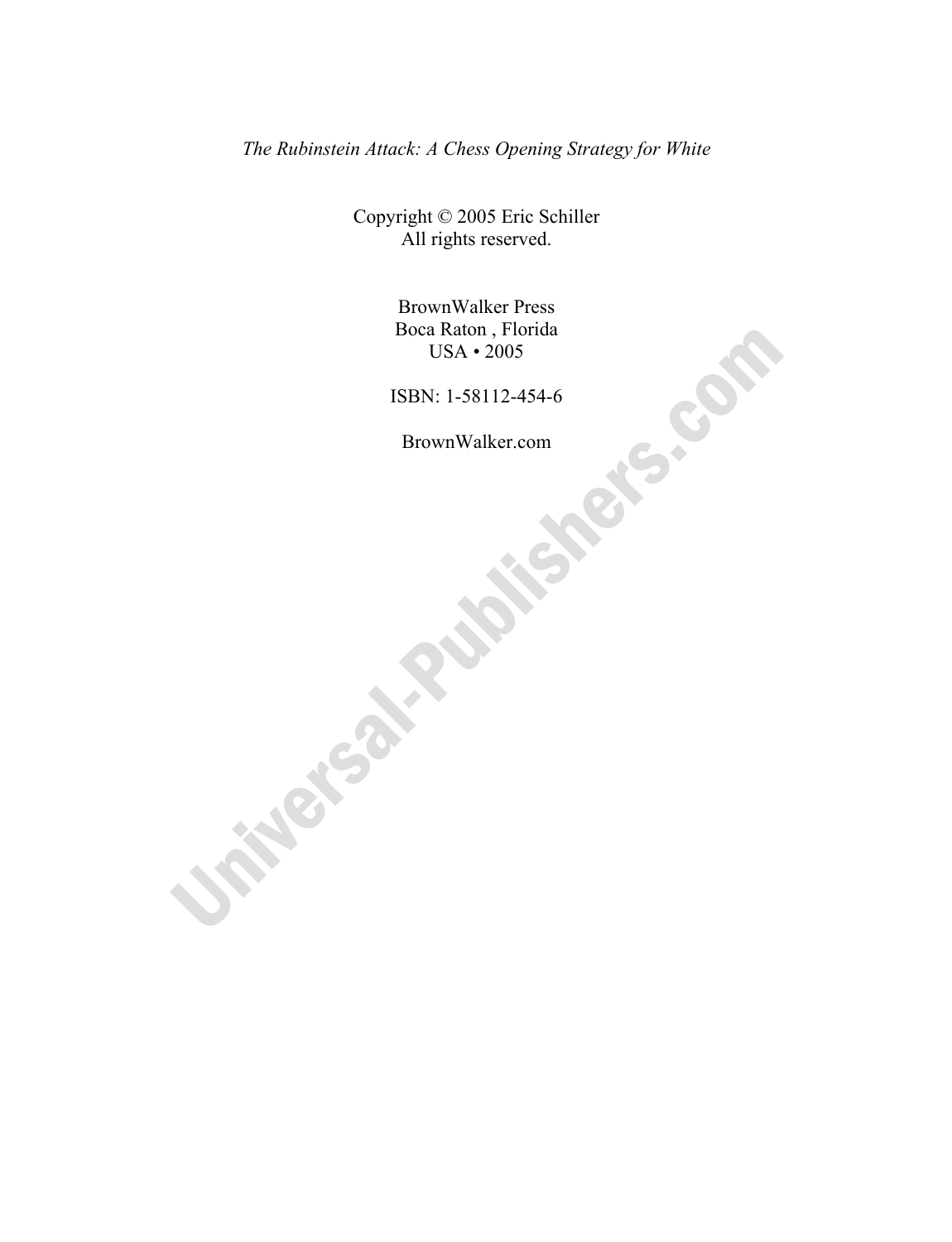*The Rubinstein Attack: A Chess Opening Strategy for White*

Copyright © 2005 Eric Schiller
All rights reserved.

BrownWalker Press
Boca Raton , Florida
USA • 2005

ISBN: 1-58112-454-6

BrownWalker.com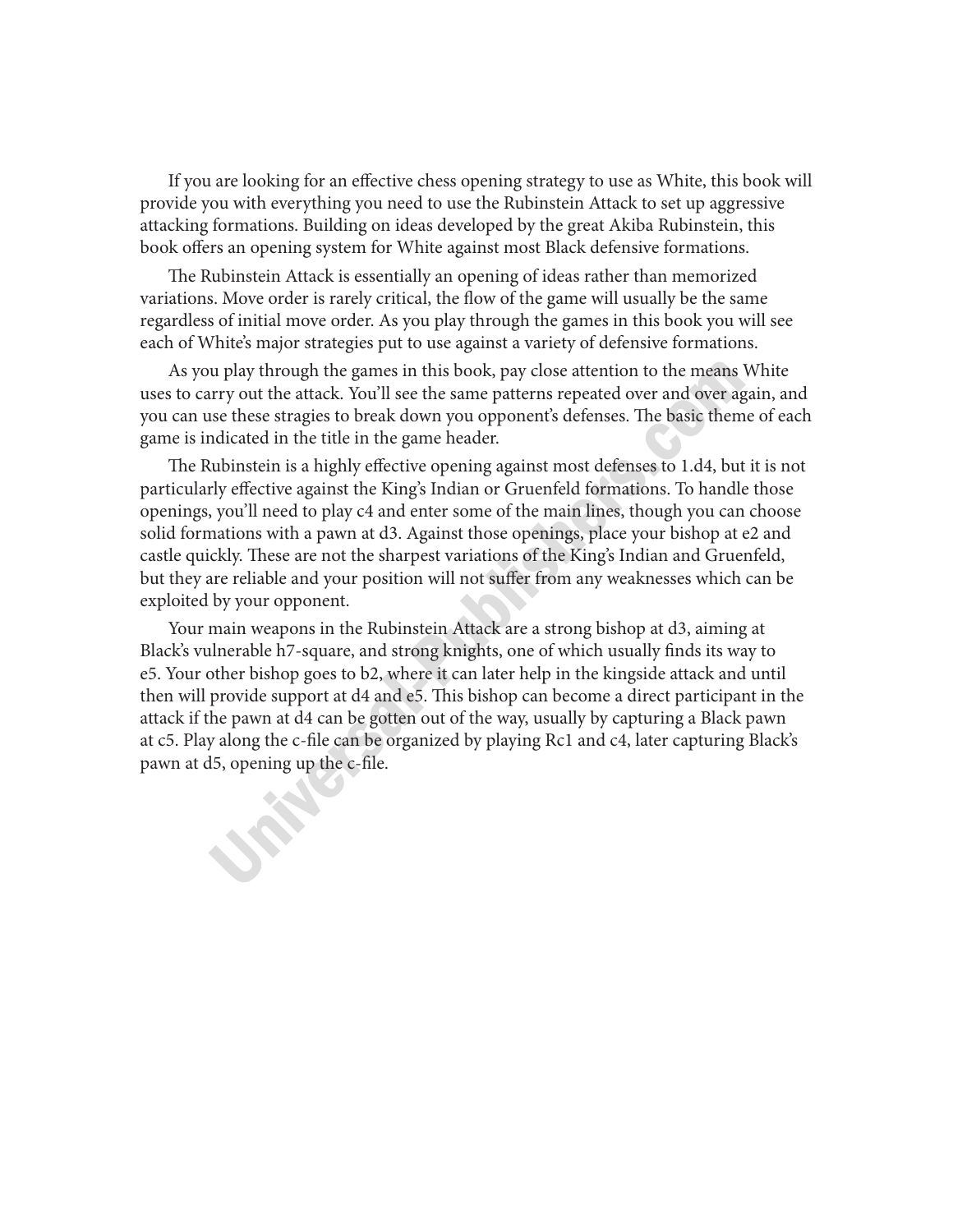If you are looking for an effective chess opening strategy to use as White, this book will provide you with everything you need to use the Rubinstein Attack to set up aggressive attacking formations. Building on ideas developed by the great Akiba Rubinstein, this book offers an opening system for White against most Black defensive formations.

The Rubinstein Attack is essentially an opening of ideas rather than memorized variations. Move order is rarely critical, the flow of the game will usually be the same regardless of initial move order. As you play through the games in this book you will see each of White's major strategies put to use against a variety of defensive formations.

As you play through the games in this book, pay close attention to the means White uses to carry out the attack. You'll see the same patterns repeated over and over again, and you can use these stragies to break down you opponent's defenses. The basic theme of each game is indicated in the title in the game header.

The Rubinstein is a highly effective opening against most defenses to 1.d4, but it is not particularly effective against the King's Indian or Gruenfeld formations. To handle those openings, you'll need to play c4 and enter some of the main lines, though you can choose solid formations with a pawn at d3. Against those openings, place your bishop at e2 and castle quickly. These are not the sharpest variations of the King's Indian and Gruenfeld, but they are reliable and your position will not suffer from any weaknesses which can be exploited by your opponent.

Your main weapons in the Rubinstein Attack are a strong bishop at d3, aiming at Black's vulnerable h7-square, and strong knights, one of which usually finds its way to e5. Your other bishop goes to b2, where it can later help in the kingside attack and until then will provide support at d4 and e5. This bishop can become a direct participant in the attack if the pawn at d4 can be gotten out of the way, usually by capturing a Black pawn at c5. Play along the c-file can be organized by playing Rc1 and c4, later capturing Black's pawn at d5, opening up the c-file.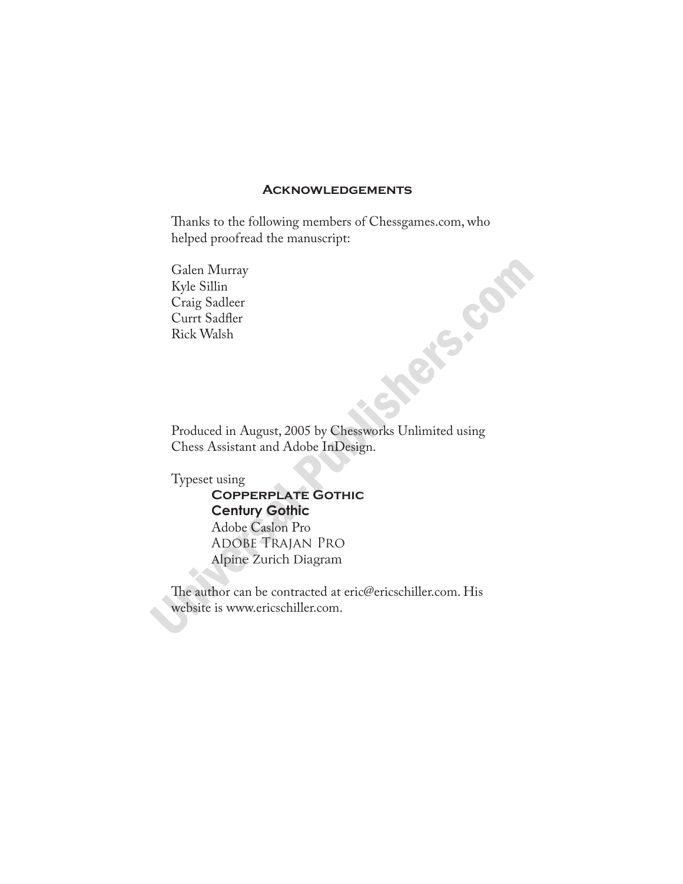## Acknowledgements

Thanks to the following members of Chessgames.com, who helped proofread the manuscript:

Galen Murray  
Kyle Sillin  
Craig Sadleer  
Currt Sadfler  
Rick Walsh

Produced in August, 2005 by Chessworks Unlimited using Chess Assistant and Adobe InDesign.

Typeset using

- Copperplate Gothic
- **Century Gothic**
- Adobe Caslon Pro
- ADOBE TRAJAN PRO
- Alpine Zurich Diagram

The author can be contracted at eric@ericschiller.com. His website is www.ericschiller.com.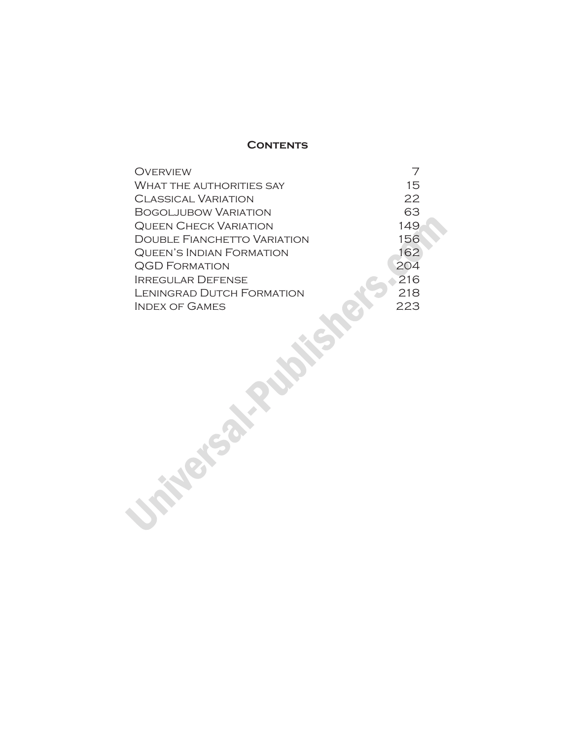# Contents

| | |
|---|---|
| Overview | 7 |
| What the authorities say | 15 |
| Classical Variation | 22 |
| Bogoljubow Variation | 63 |
| Queen Check Variation | 149 |
| Double Fianchetto Variation | 156 |
| Queen's Indian Formation | 162 |
| QGD Formation | 204 |
| Irregular Defense | 216 |
| Leningrad Dutch Formation | 218 |
| Index of Games | 223 |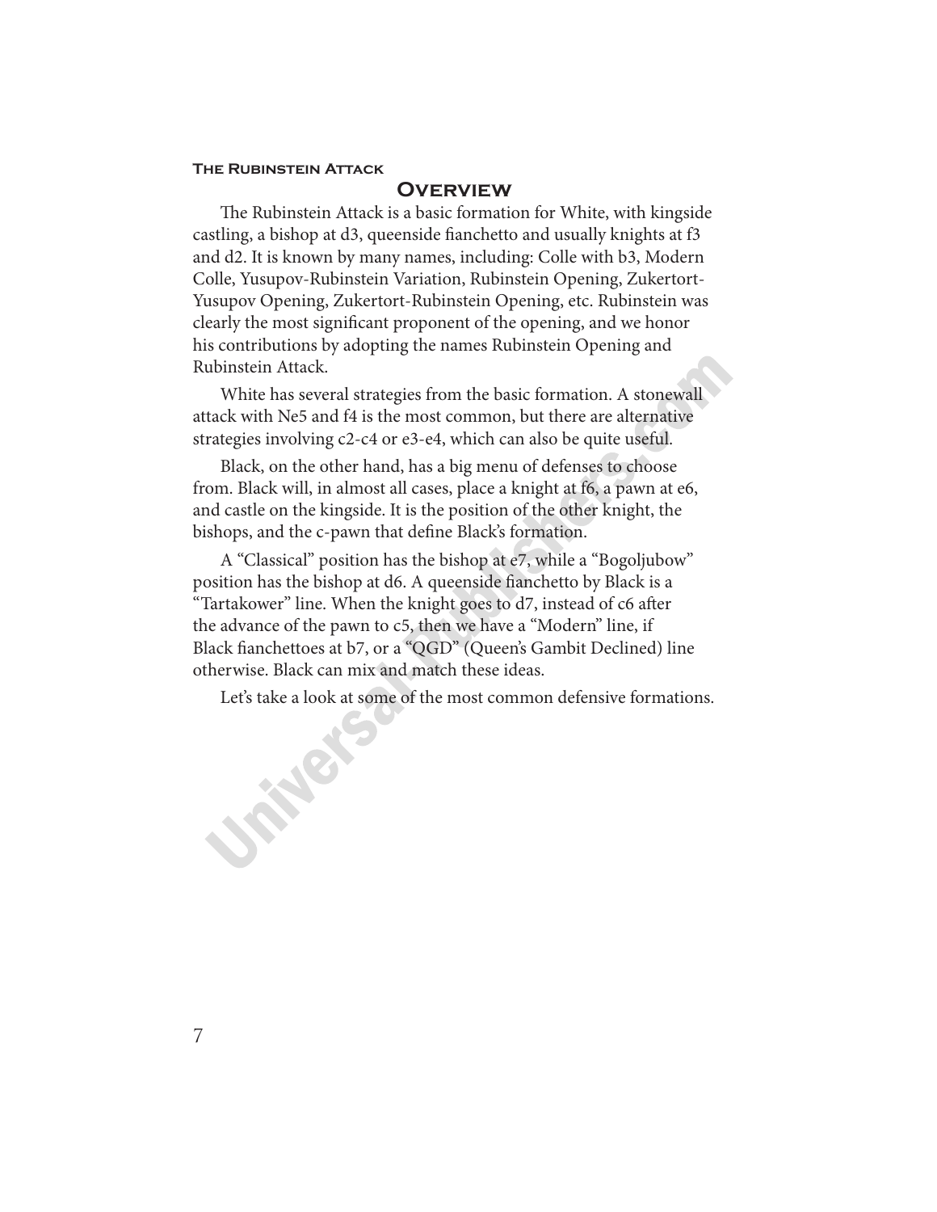## Overview

The Rubinstein Attack is a basic formation for White, with kingside castling, a bishop at d3, queenside fianchetto and usually knights at f3 and d2. It is known by many names, including: Colle with b3, Modern Colle, Yusupov-Rubinstein Variation, Rubinstein Opening, Zukertort-Yusupov Opening, Zukertort-Rubinstein Opening, etc. Rubinstein was clearly the most significant proponent of the opening, and we honor his contributions by adopting the names Rubinstein Opening and Rubinstein Attack.

White has several strategies from the basic formation. A stonewall attack with Ne5 and f4 is the most common, but there are alternative strategies involving c2-c4 or e3-e4, which can also be quite useful.

Black, on the other hand, has a big menu of defenses to choose from. Black will, in almost all cases, place a knight at f6, a pawn at e6, and castle on the kingside. It is the position of the other knight, the bishops, and the c-pawn that define Black's formation.

A "Classical" position has the bishop at e7, while a "Bogoljubow" position has the bishop at d6. A queenside fianchetto by Black is a "Tartakower" line. When the knight goes to d7, instead of c6 after the advance of the pawn to c5, then we have a "Modern" line, if Black fianchettoes at b7, or a "QGD" (Queen's Gambit Declined) line otherwise. Black can mix and match these ideas.

Let's take a look at some of the most common defensive formations.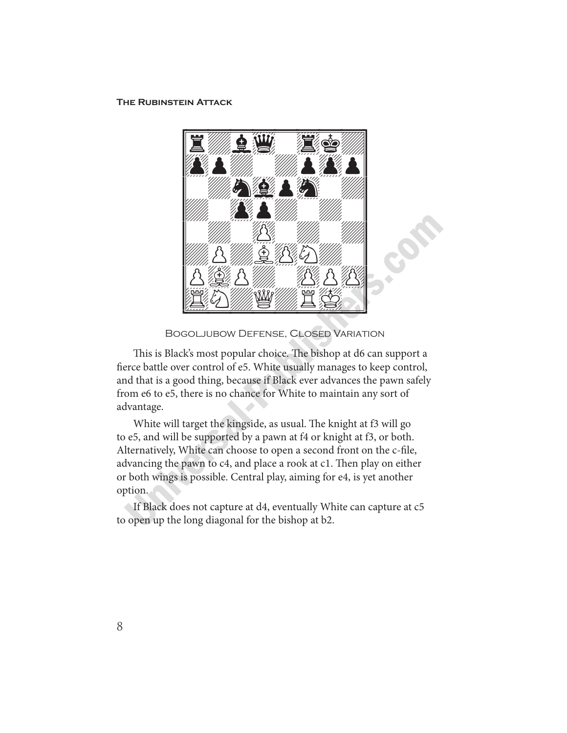Bogoljubow Defense, Closed Variation

This is Black's most popular choice. The bishop at d6 can support a fierce battle over control of e5. White usually manages to keep control, and that is a good thing, because if Black ever advances the pawn safely from e6 to e5, there is no chance for White to maintain any sort of advantage.

White will target the kingside, as usual. The knight at f3 will go to e5, and will be supported by a pawn at f4 or knight at f3, or both. Alternatively, White can choose to open a second front on the c-file, advancing the pawn to c4, and place a rook at c1. Then play on either or both wings is possible. Central play, aiming for e4, is yet another option.

If Black does not capture at d4, eventually White can capture at c5 to open up the long diagonal for the bishop at b2.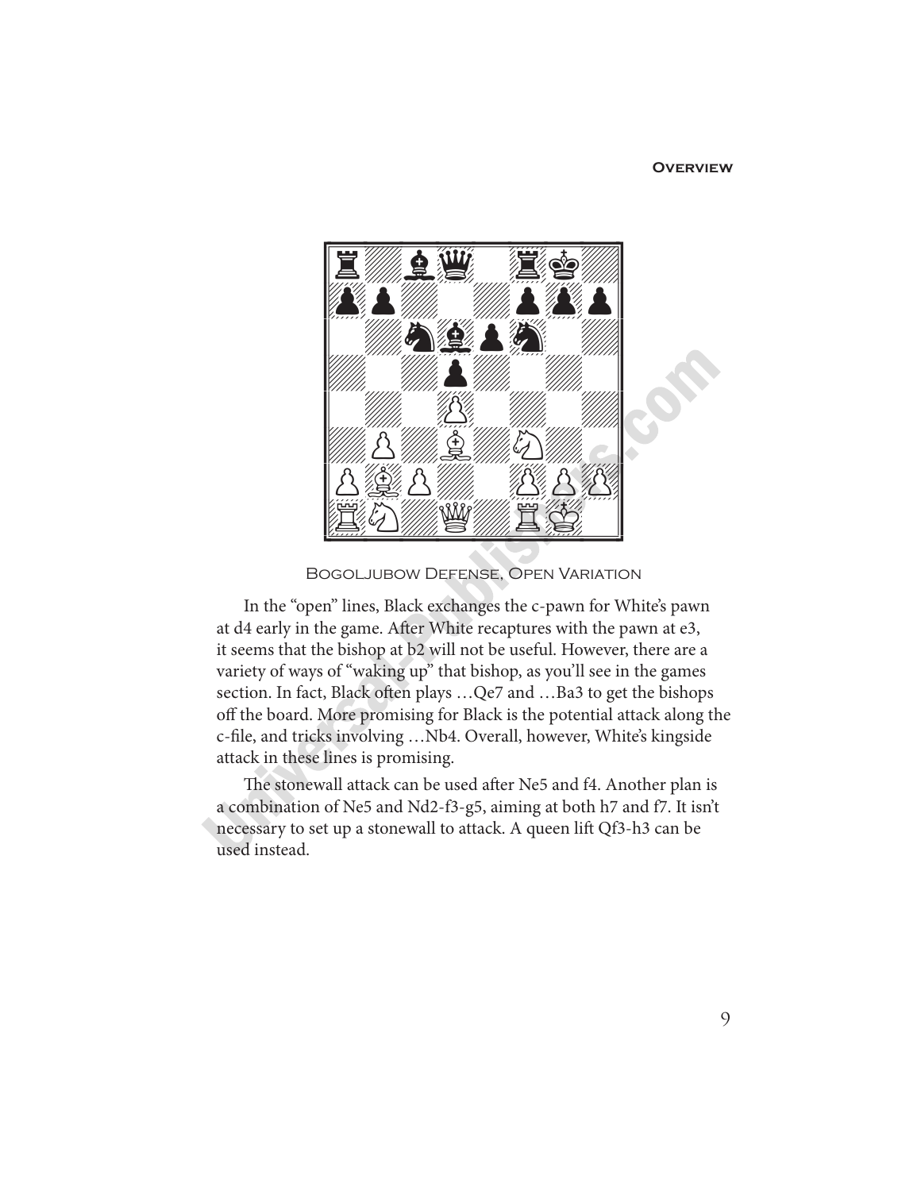Bogoljubow Defense, Open Variation

In the "open" lines, Black exchanges the c-pawn for White's pawn at d4 early in the game. After White recaptures with the pawn at e3, it seems that the bishop at b2 will not be useful. However, there are a variety of ways of "waking up" that bishop, as you'll see in the games section. In fact, Black often plays …Qe7 and …Ba3 to get the bishops off the board. More promising for Black is the potential attack along the c-file, and tricks involving …Nb4. Overall, however, White's kingside attack in these lines is promising.

The stonewall attack can be used after Ne5 and f4. Another plan is a combination of Ne5 and Nd2-f3-g5, aiming at both h7 and f7. It isn't necessary to set up a stonewall to attack. A queen lift Qf3-h3 can be used instead.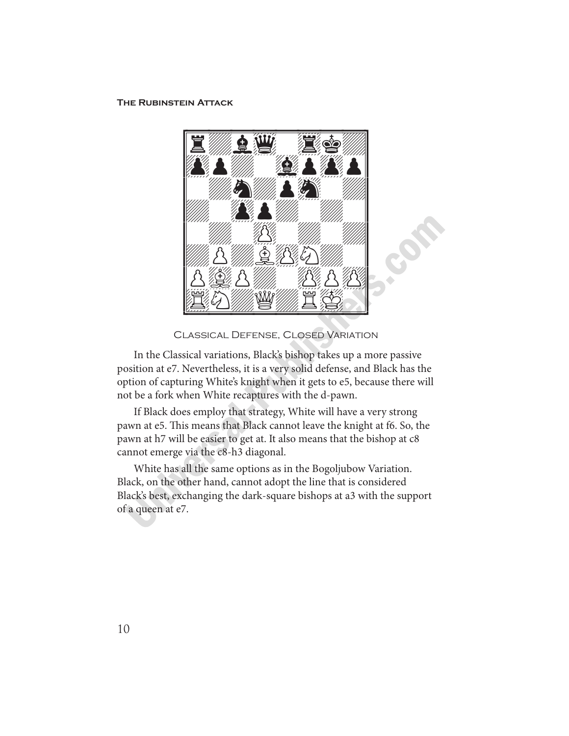Classical Defense, Closed Variation

In the Classical variations, Black's bishop takes up a more passive position at e7. Nevertheless, it is a very solid defense, and Black has the option of capturing White's knight when it gets to e5, because there will not be a fork when White recaptures with the d-pawn.

If Black does employ that strategy, White will have a very strong pawn at e5. This means that Black cannot leave the knight at f6. So, the pawn at h7 will be easier to get at. It also means that the bishop at c8 cannot emerge via the c8-h3 diagonal.

White has all the same options as in the Bogoljubow Variation. Black, on the other hand, cannot adopt the line that is considered Black's best, exchanging the dark-square bishops at a3 with the support of a queen at e7.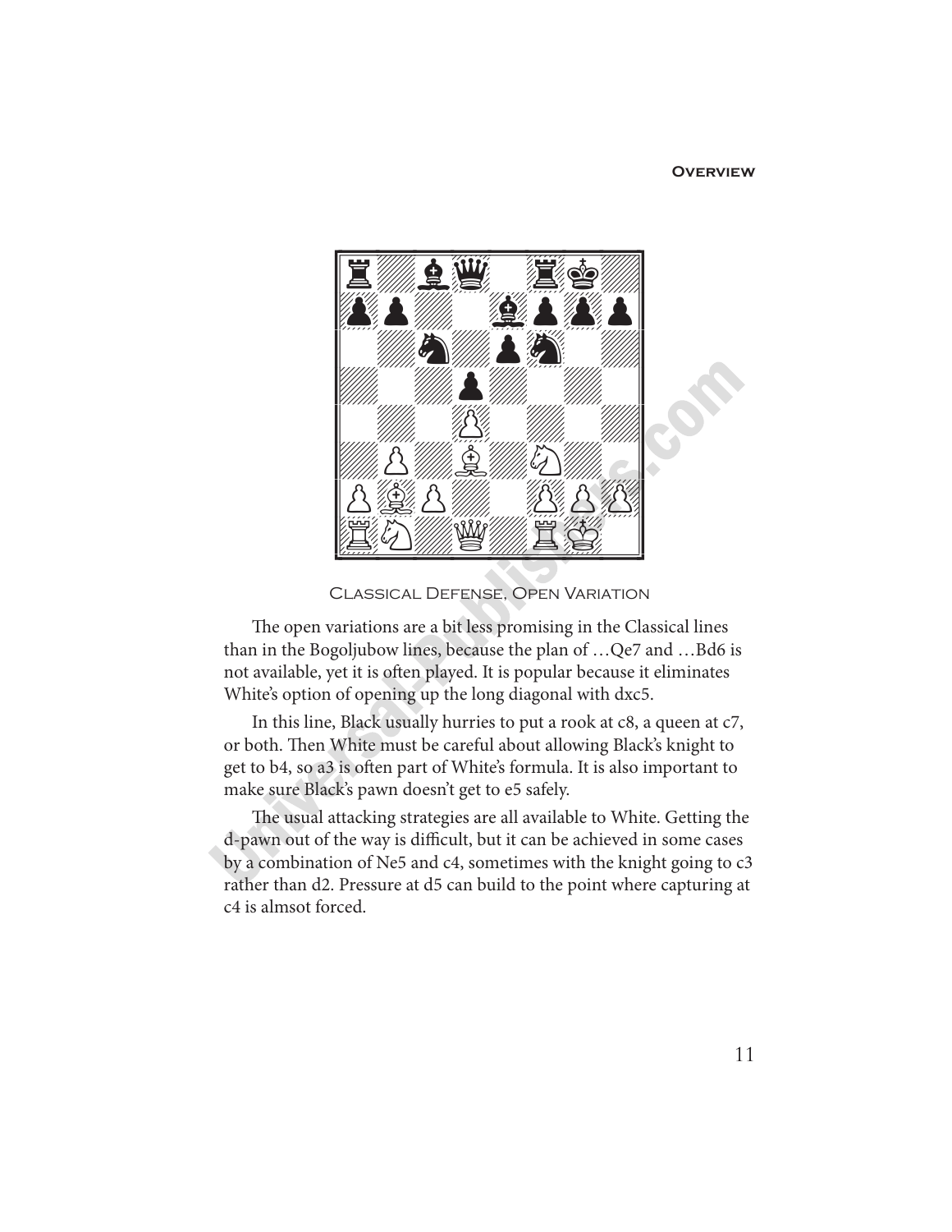Classical Defense, Open Variation

The open variations are a bit less promising in the Classical lines than in the Bogoljubow lines, because the plan of …Qe7 and …Bd6 is not available, yet it is often played. It is popular because it eliminates White's option of opening up the long diagonal with dxc5.

In this line, Black usually hurries to put a rook at c8, a queen at c7, or both. Then White must be careful about allowing Black's knight to get to b4, so a3 is often part of White's formula. It is also important to make sure Black's pawn doesn't get to e5 safely.

The usual attacking strategies are all available to White. Getting the d-pawn out of the way is difficult, but it can be achieved in some cases by a combination of Ne5 and c4, sometimes with the knight going to c3 rather than d2. Pressure at d5 can build to the point where capturing at c4 is almsot forced.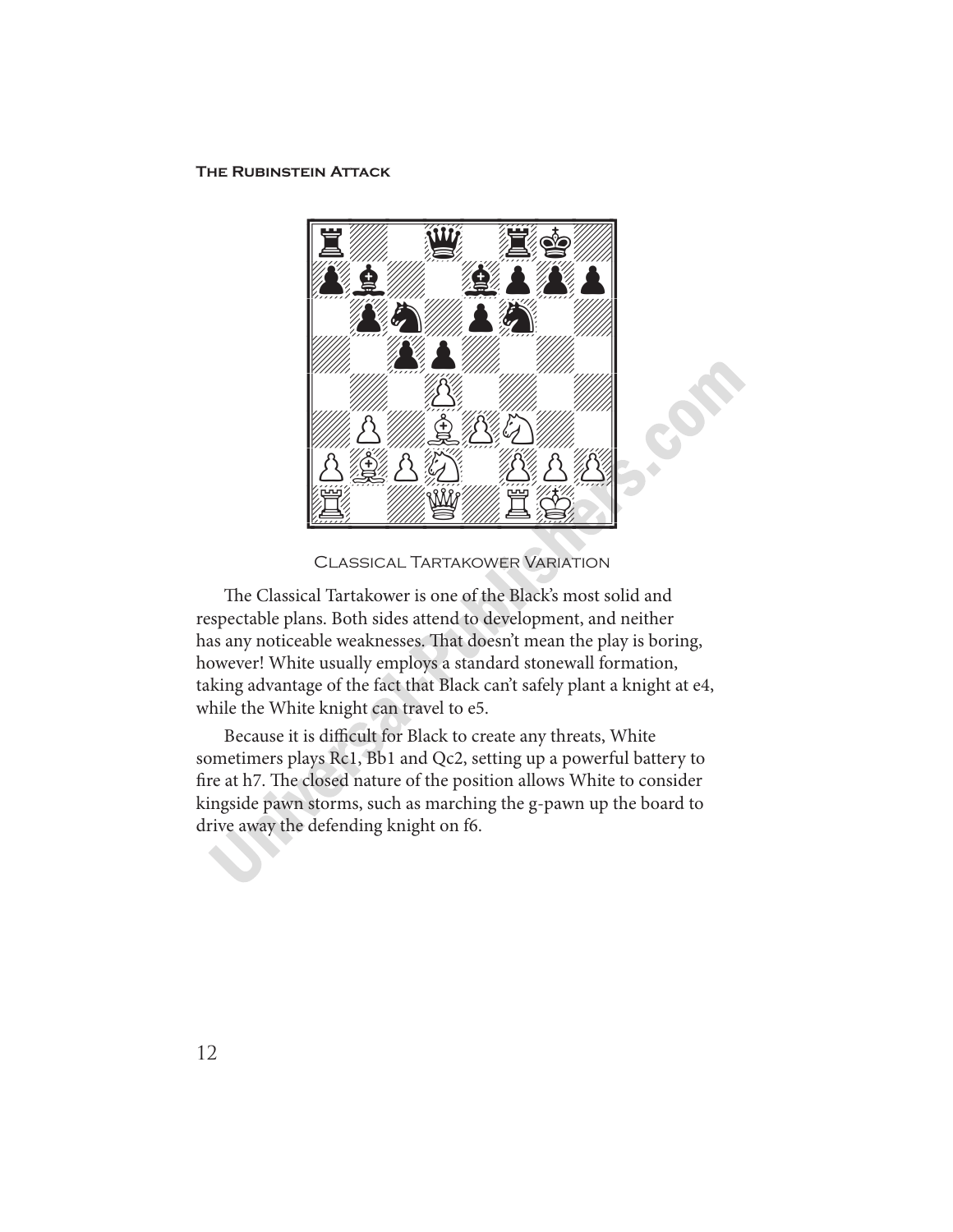Classical Tartakower Variation

The Classical Tartakower is one of the Black's most solid and respectable plans. Both sides attend to development, and neither has any noticeable weaknesses. That doesn't mean the play is boring, however! White usually employs a standard stonewall formation, taking advantage of the fact that Black can't safely plant a knight at e4, while the White knight can travel to e5.

Because it is difficult for Black to create any threats, White sometimers plays Rc1, Bb1 and Qc2, setting up a powerful battery to fire at h7. The closed nature of the position allows White to consider kingside pawn storms, such as marching the g-pawn up the board to drive away the defending knight on f6.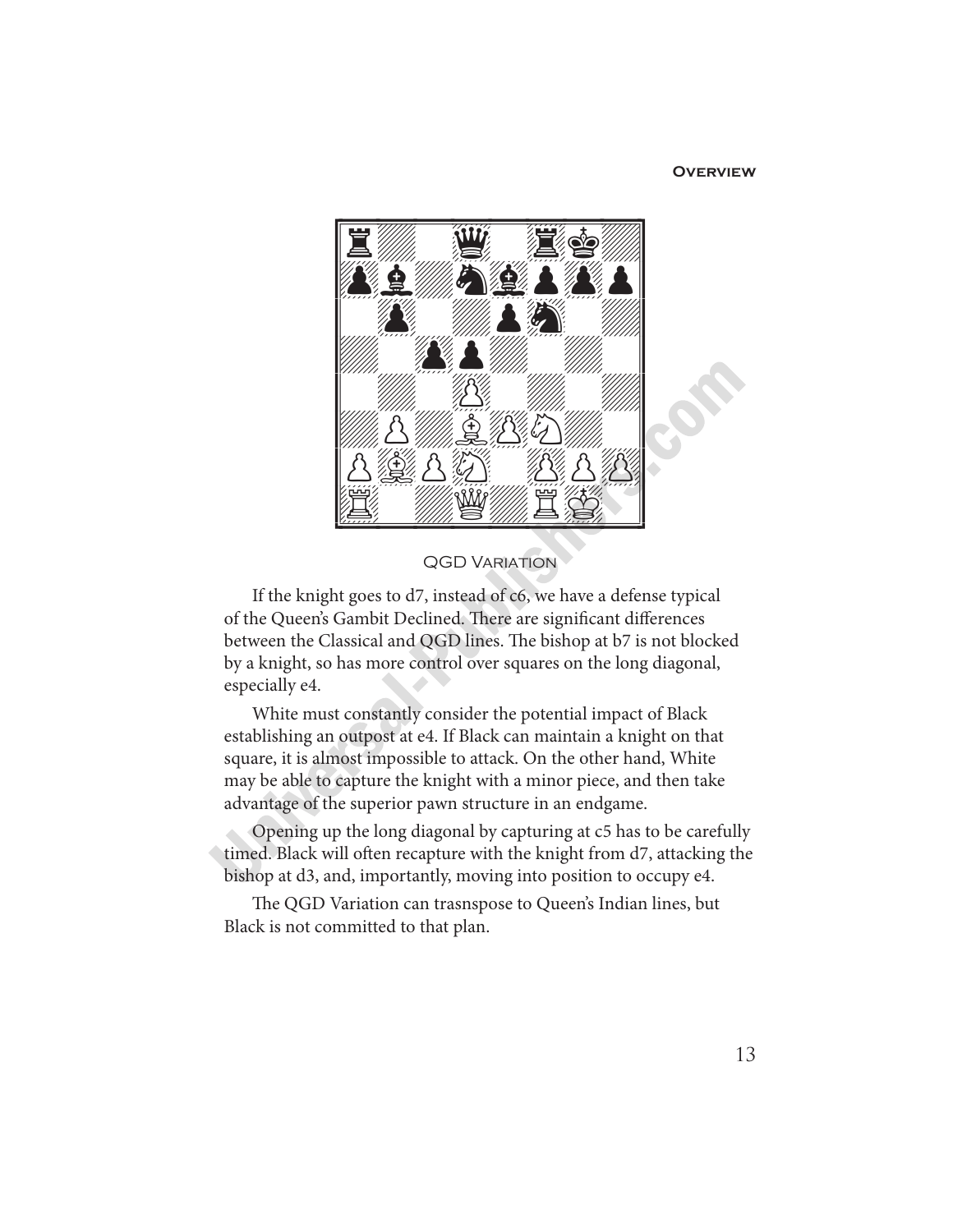QGD Variation

If the knight goes to d7, instead of c6, we have a defense typical of the Queen's Gambit Declined. There are significant differences between the Classical and QGD lines. The bishop at b7 is not blocked by a knight, so has more control over squares on the long diagonal, especially e4.

White must constantly consider the potential impact of Black establishing an outpost at e4. If Black can maintain a knight on that square, it is almost impossible to attack. On the other hand, White may be able to capture the knight with a minor piece, and then take advantage of the superior pawn structure in an endgame.

Opening up the long diagonal by capturing at c5 has to be carefully timed. Black will often recapture with the knight from d7, attacking the bishop at d3, and, importantly, moving into position to occupy e4.

The QGD Variation can trasnspose to Queen's Indian lines, but Black is not committed to that plan.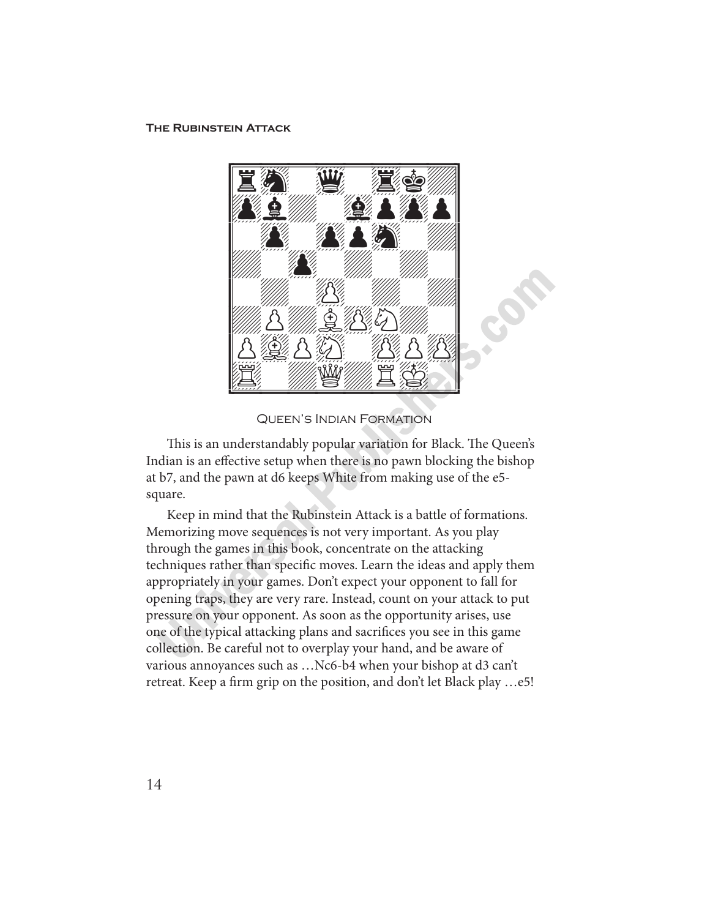Queen's Indian Formation

This is an understandably popular variation for Black. The Queen's Indian is an effective setup when there is no pawn blocking the bishop at b7, and the pawn at d6 keeps White from making use of the e5-square.

Keep in mind that the Rubinstein Attack is a battle of formations. Memorizing move sequences is not very important. As you play through the games in this book, concentrate on the attacking techniques rather than specific moves. Learn the ideas and apply them appropriately in your games. Don't expect your opponent to fall for opening traps, they are very rare. Instead, count on your attack to put pressure on your opponent. As soon as the opportunity arises, use one of the typical attacking plans and sacrifices you see in this game collection. Be careful not to overplay your hand, and be aware of various annoyances such as …Nc6-b4 when your bishop at d3 can't retreat. Keep a firm grip on the position, and don't let Black play …e5!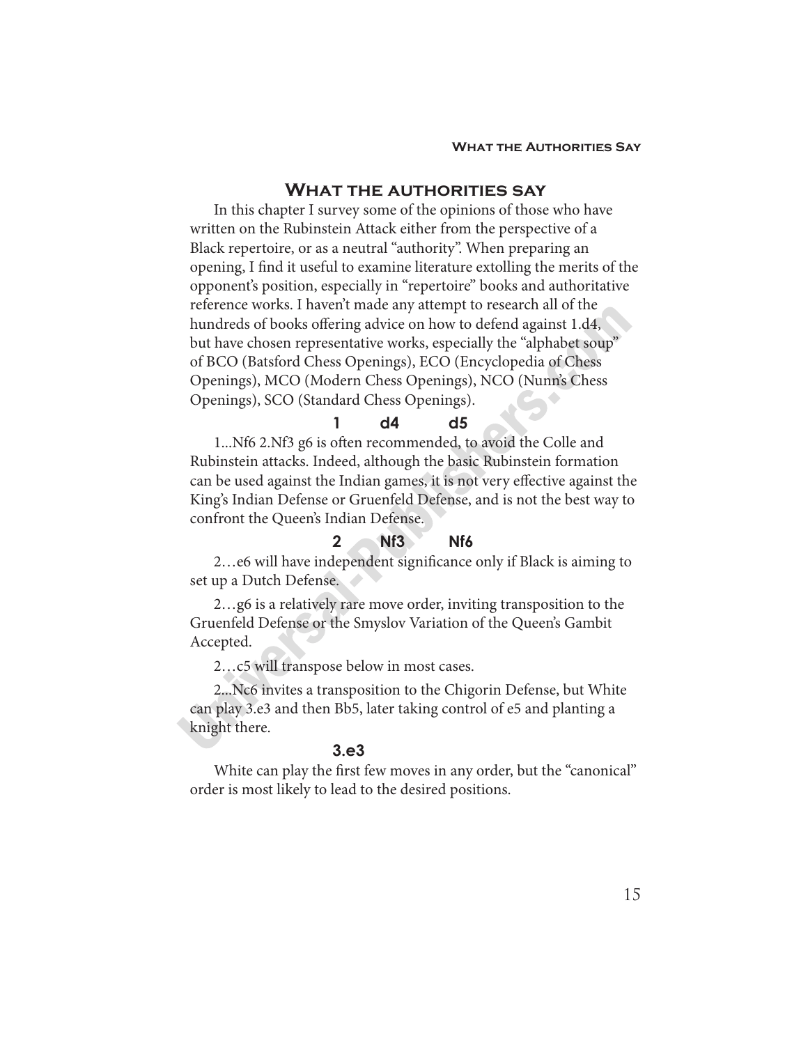## What the authorities say

In this chapter I survey some of the opinions of those who have written on the Rubinstein Attack either from the perspective of a Black repertoire, or as a neutral "authority". When preparing an opening, I find it useful to examine literature extolling the merits of the opponent's position, especially in "repertoire" books and authoritative reference works. I haven't made any attempt to research all of the hundreds of books offering advice on how to defend against 1.d4, but have chosen representative works, especially the "alphabet soup" of BCO (Batsford Chess Openings), ECO (Encyclopedia of Chess Openings), MCO (Modern Chess Openings), NCO (Nunn's Chess Openings), SCO (Standard Chess Openings).

**1 d4 d5**

1...Nf6 2.Nf3 g6 is often recommended, to avoid the Colle and Rubinstein attacks. Indeed, although the basic Rubinstein formation can be used against the Indian games, it is not very effective against the King's Indian Defense or Gruenfeld Defense, and is not the best way to confront the Queen's Indian Defense.

**2 Nf3 Nf6**

2…e6 will have independent significance only if Black is aiming to set up a Dutch Defense.

2…g6 is a relatively rare move order, inviting transposition to the Gruenfeld Defense or the Smyslov Variation of the Queen's Gambit Accepted.

2…c5 will transpose below in most cases.

2...Nc6 invites a transposition to the Chigorin Defense, but White can play 3.e3 and then Bb5, later taking control of e5 and planting a knight there.

**3.e3**

White can play the first few moves in any order, but the "canonical" order is most likely to lead to the desired positions.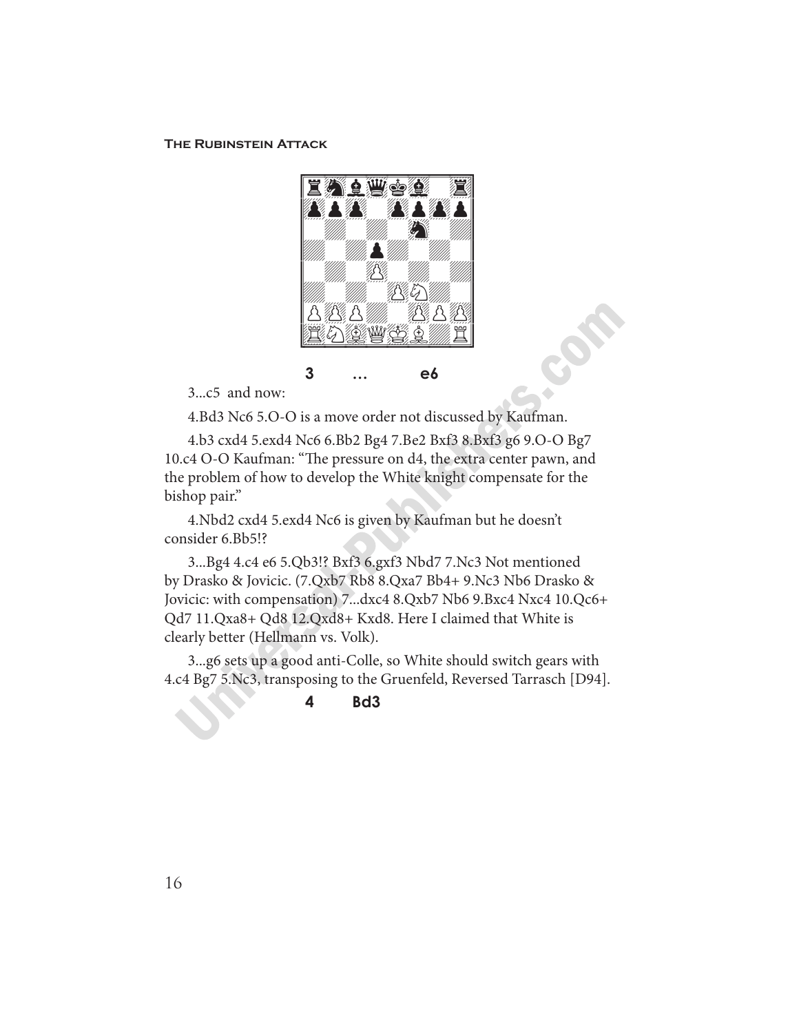**3 ... e6**

3...c5 and now:

4.Bd3 Nc6 5.O-O is a move order not discussed by Kaufman.

4.b3 cxd4 5.exd4 Nc6 6.Bb2 Bg4 7.Be2 Bxf3 8.Bxf3 g6 9.O-O Bg7 10.c4 O-O Kaufman: "The pressure on d4, the extra center pawn, and the problem of how to develop the White knight compensate for the bishop pair."

4.Nbd2 cxd4 5.exd4 Nc6 is given by Kaufman but he doesn't consider 6.Bb5!?

3...Bg4 4.c4 e6 5.Qb3!? Bxf3 6.gxf3 Nbd7 7.Nc3 Not mentioned by Drasko & Jovicic. (7.Qxb7 Rb8 8.Qxa7 Bb4+ 9.Nc3 Nb6 Drasko & Jovicic: with compensation) 7...dxc4 8.Qxb7 Nb6 9.Bxc4 Nxc4 10.Qc6+ Qd7 11.Qxa8+ Qd8 12.Qxd8+ Kxd8. Here I claimed that White is clearly better (Hellmann vs. Volk).

3...g6 sets up a good anti-Colle, so White should switch gears with 4.c4 Bg7 5.Nc3, transposing to the Gruenfeld, Reversed Tarrasch [D94].

**4 Bd3**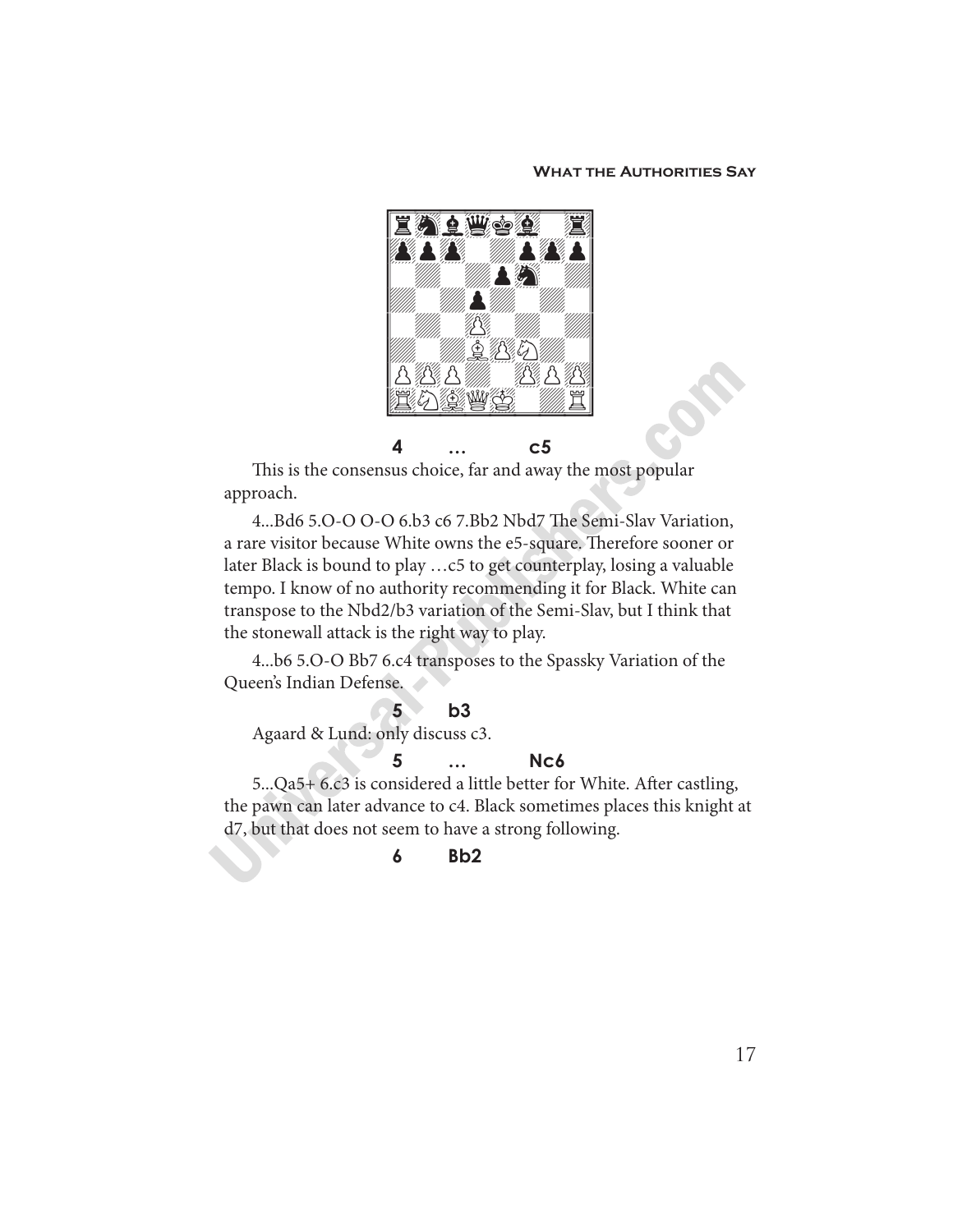**4 … c5**

This is the consensus choice, far and away the most popular approach.

4...Bd6 5.O-O O-O 6.b3 c6 7.Bb2 Nbd7 The Semi-Slav Variation, a rare visitor because White owns the e5-square. Therefore sooner or later Black is bound to play …c5 to get counterplay, losing a valuable tempo. I know of no authority recommending it for Black. White can transpose to the Nbd2/b3 variation of the Semi-Slav, but I think that the stonewall attack is the right way to play.

4...b6 5.O-O Bb7 6.c4 transposes to the Spassky Variation of the Queen's Indian Defense.

**5 b3**

Agaard & Lund: only discuss c3.

**5 … Nc6**

5...Qa5+ 6.c3 is considered a little better for White. After castling, the pawn can later advance to c4. Black sometimes places this knight at d7, but that does not seem to have a strong following.

**6 Bb2**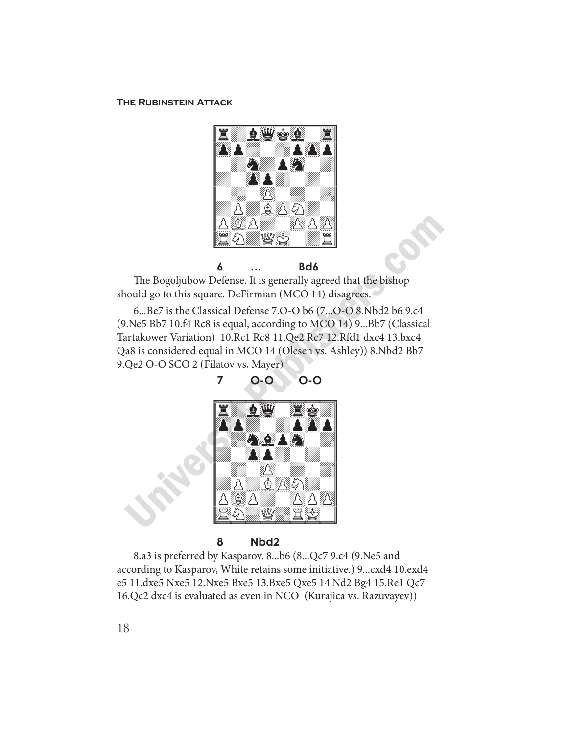6 … Bd6

The Bogoljubow Defense. It is generally agreed that the bishop should go to this square. DeFirmian (MCO 14) disagrees.

6...Be7 is the Classical Defense 7.O-O b6 (7...O-O 8.Nbd2 b6 9.c4 (9.Ne5 Bb7 10.f4 Rc8 is equal, according to MCO 14) 9...Bb7 (Classical Tartakower Variation) 10.Rc1 Rc8 11.Qe2 Rc7 12.Rfd1 dxc4 13.bxc4 Qa8 is considered equal in MCO 14 (Olesen vs. Ashley)) 8.Nbd2 Bb7 9.Qe2 O-O SCO 2 (Filatov vs, Mayer)

7 O-O O-O

8 Nbd2

8.a3 is preferred by Kasparov. 8...b6 (8...Qc7 9.c4 (9.Ne5 and according to Kasparov, White retains some initiative.) 9...cxd4 10.exd4 e5 11.dxe5 Nxe5 12.Nxe5 Bxe5 13.Bxe5 Qxe5 14.Nd2 Bg4 15.Re1 Qc7 16.Qc2 dxc4 is evaluated as even in NCO (Kurajica vs. Razuvayev))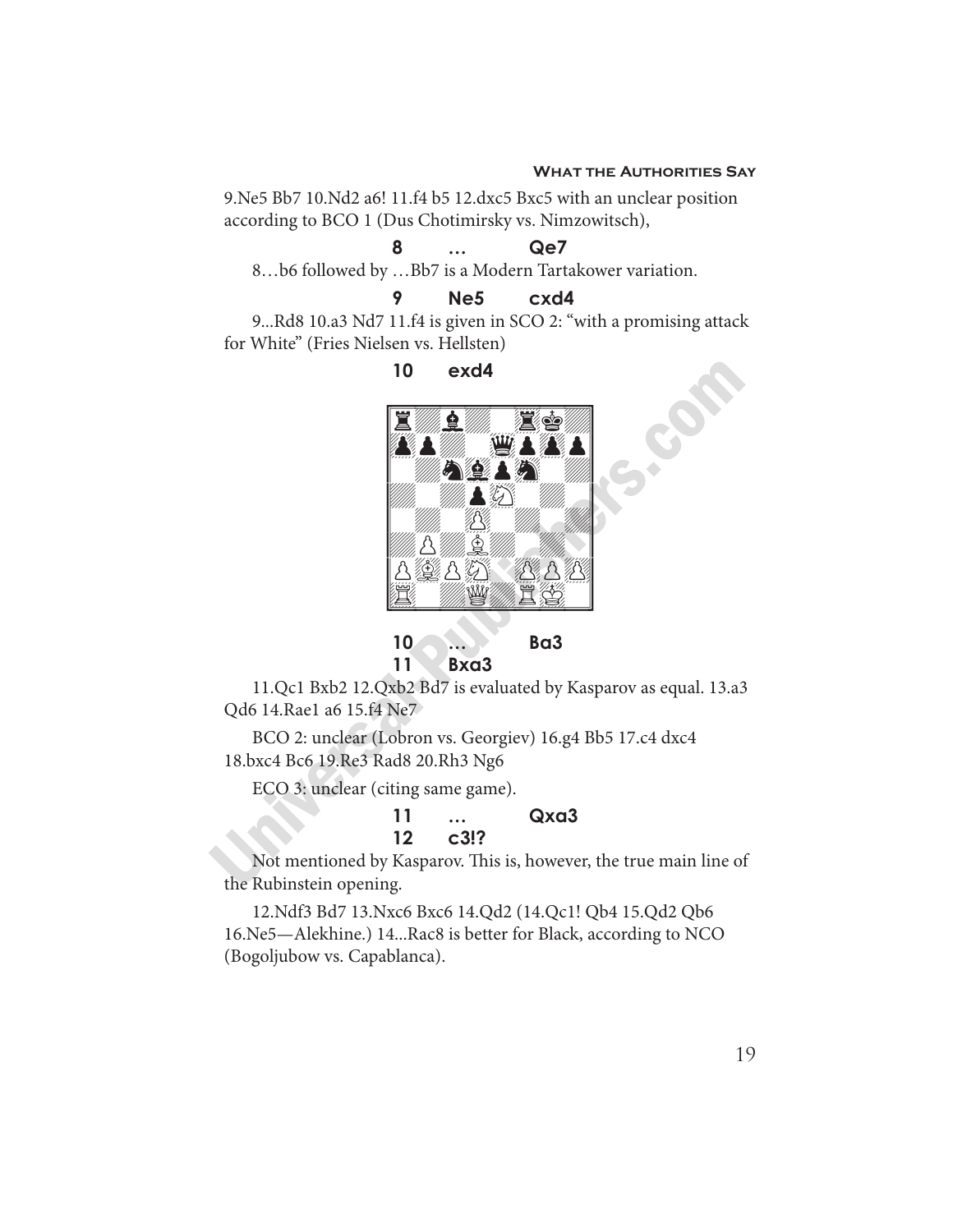9.Ne5 Bb7 10.Nd2 a6! 11.f4 b5 12.dxc5 Bxc5 with an unclear position according to BCO 1 (Dus Chotimirsky vs. Nimzowitsch),

**8 … Qe7**

8…b6 followed by …Bb7 is a Modern Tartakower variation.

**9 Ne5 cxd4**

9...Rd8 10.a3 Nd7 11.f4 is given in SCO 2: "with a promising attack for White" (Fries Nielsen vs. Hellsten)

**10 exd4**

**10 … Ba3**
**11 Bxa3**

11.Qc1 Bxb2 12.Qxb2 Bd7 is evaluated by Kasparov as equal. 13.a3 Qd6 14.Rae1 a6 15.f4 Ne7

BCO 2: unclear (Lobron vs. Georgiev) 16.g4 Bb5 17.c4 dxc4 18.bxc4 Bc6 19.Re3 Rad8 20.Rh3 Ng6

ECO 3: unclear (citing same game).

**11 … Qxa3**
**12 c3!?**

Not mentioned by Kasparov. This is, however, the true main line of the Rubinstein opening.

12.Ndf3 Bd7 13.Nxc6 Bxc6 14.Qd2 (14.Qc1! Qb4 15.Qd2 Qb6 16.Ne5—Alekhine.) 14...Rac8 is better for Black, according to NCO (Bogoljubow vs. Capablanca).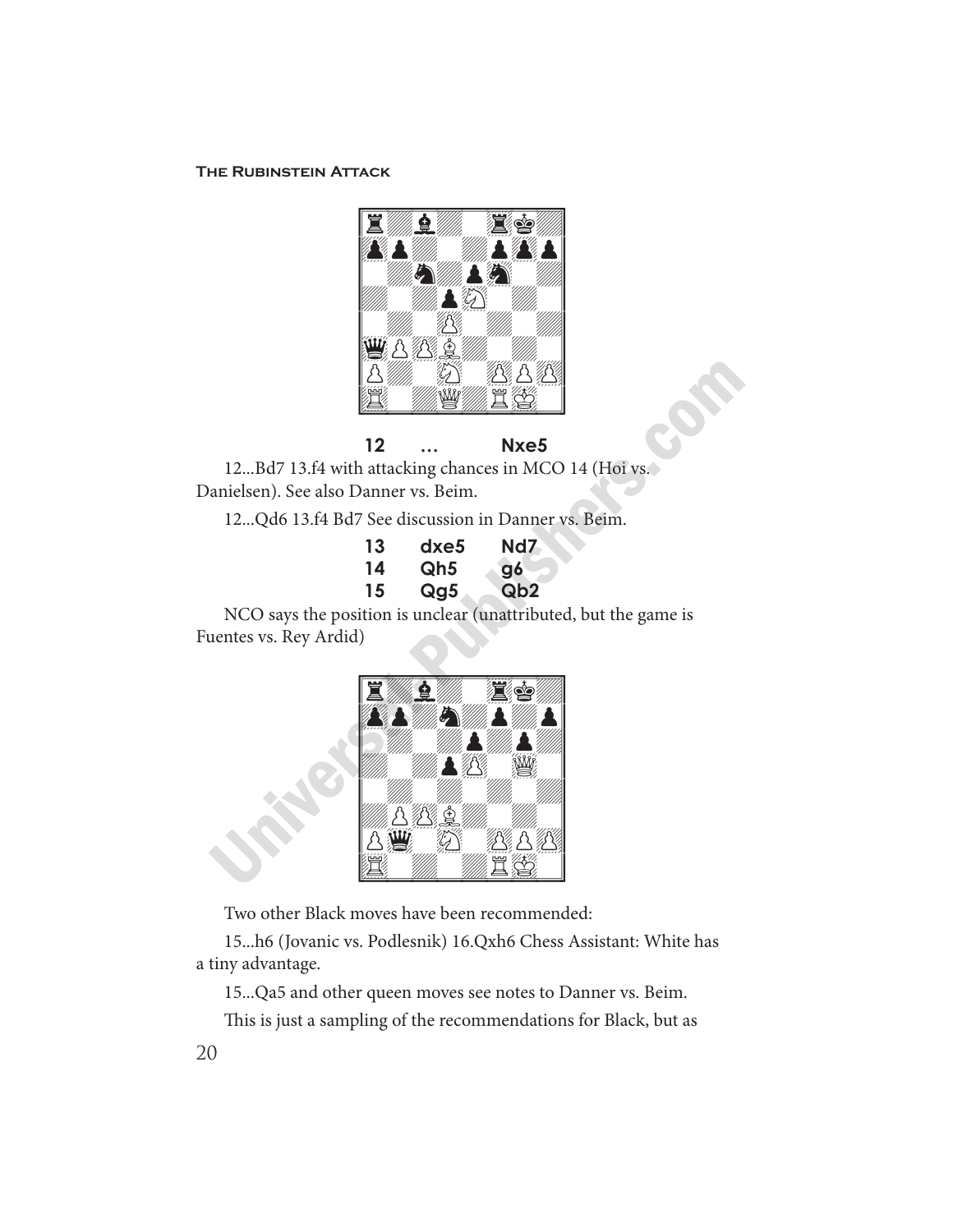**12 … Nxe5**

12...Bd7 13.f4 with attacking chances in MCO 14 (Hoi vs. Danielsen). See also Danner vs. Beim.

12...Qd6 13.f4 Bd7 See discussion in Danner vs. Beim.

| | | |
|---|---|---|
| **13** | **dxe5** | **Nd7** |
| **14** | **Qh5** | **g6** |
| **15** | **Qg5** | **Qb2** |

NCO says the position is unclear (unattributed, but the game is Fuentes vs. Rey Ardid)

Two other Black moves have been recommended:

15...h6 (Jovanic vs. Podlesnik) 16.Qxh6 Chess Assistant: White has a tiny advantage.

15...Qa5 and other queen moves see notes to Danner vs. Beim.

This is just a sampling of the recommendations for Black, but as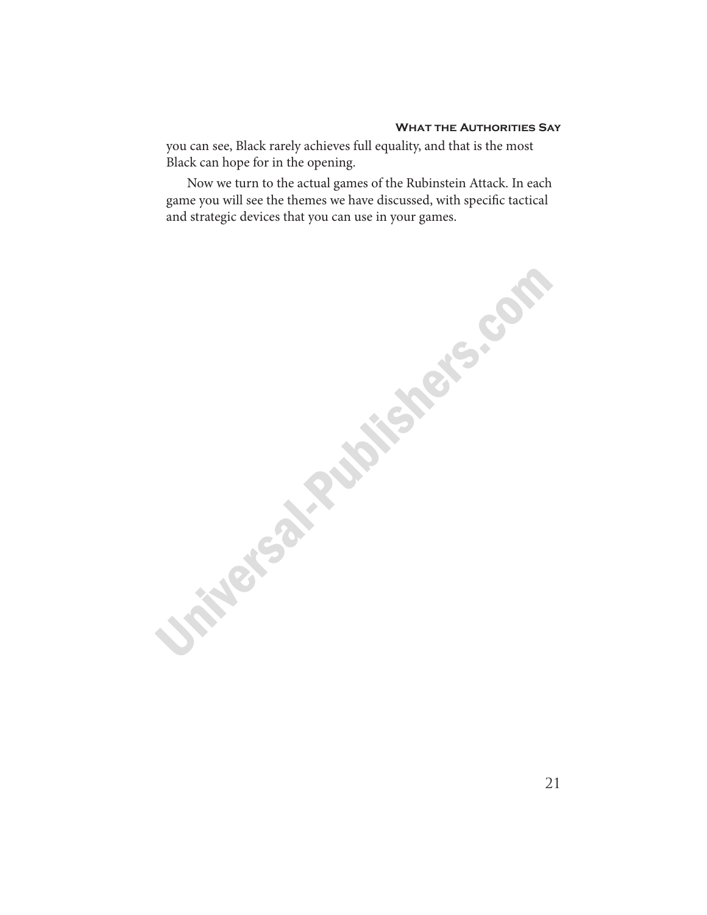you can see, Black rarely achieves full equality, and that is the most Black can hope for in the opening.

Now we turn to the actual games of the Rubinstein Attack. In each game you will see the themes we have discussed, with specific tactical and strategic devices that you can use in your games.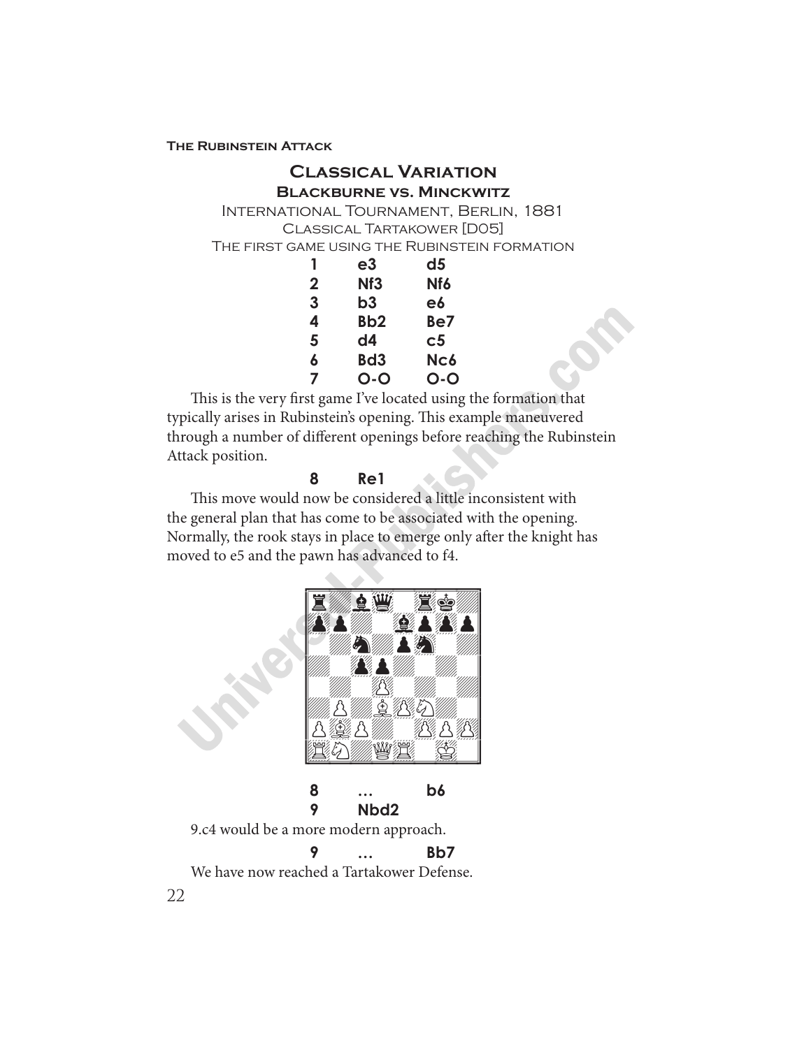## Classical Variation

### Blackburne vs. Minckwitz

International Tournament, Berlin, 1881

Classical Tartakower [D05]

The first game using the Rubinstein formation

| | | |
|---|---|---|
| 1 | e3 | d5 |
| 2 | Nf3 | Nf6 |
| 3 | b3 | e6 |
| 4 | Bb2 | Be7 |
| 5 | d4 | c5 |
| 6 | Bd3 | Nc6 |
| 7 | O-O | O-O |

This is the very first game I've located using the formation that typically arises in Rubinstein's opening. This example maneuvered through a number of different openings before reaching the Rubinstein Attack position.

**8 Re1**

This move would now be considered a little inconsistent with the general plan that has come to be associated with the opening. Normally, the rook stays in place to emerge only after the knight has moved to e5 and the pawn has advanced to f4.

**8 … b6**

**9 Nbd2**

9.c4 would be a more modern approach.

**9 … Bb7**

We have now reached a Tartakower Defense.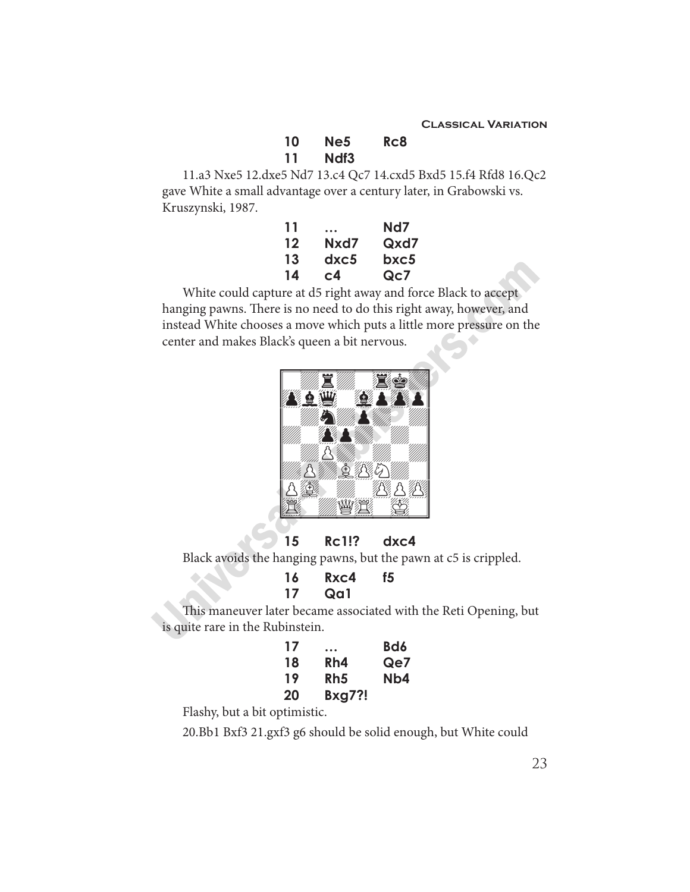| | | |
|---|---|---|
| **10** | **Ne5** | **Rc8** |
| **11** | **Ndf3** | |

11.a3 Nxe5 12.dxe5 Nd7 13.c4 Qc7 14.cxd5 Bxd5 15.f4 Rfd8 16.Qc2 gave White a small advantage over a century later, in Grabowski vs. Kruszynski, 1987.

| | | |
|---|---|---|
| **11** | **…** | **Nd7** |
| **12** | **Nxd7** | **Qxd7** |
| **13** | **dxc5** | **bxc5** |
| **14** | **c4** | **Qc7** |

White could capture at d5 right away and force Black to accept hanging pawns. There is no need to do this right away, however, and instead White chooses a move which puts a little more pressure on the center and makes Black's queen a bit nervous.

| | | |
|---|---|---|
| **15** | **Rc1!?** | **dxc4** |

Black avoids the hanging pawns, but the pawn at c5 is crippled.

| | | |
|---|---|---|
| **16** | **Rxc4** | **f5** |
| **17** | **Qa1** | |

This maneuver later became associated with the Reti Opening, but is quite rare in the Rubinstein.

| | | |
|---|---|---|
| **17** | **…** | **Bd6** |
| **18** | **Rh4** | **Qe7** |
| **19** | **Rh5** | **Nb4** |
| **20** | **Bxg7?!** | |

Flashy, but a bit optimistic.

20.Bb1 Bxf3 21.gxf3 g6 should be solid enough, but White could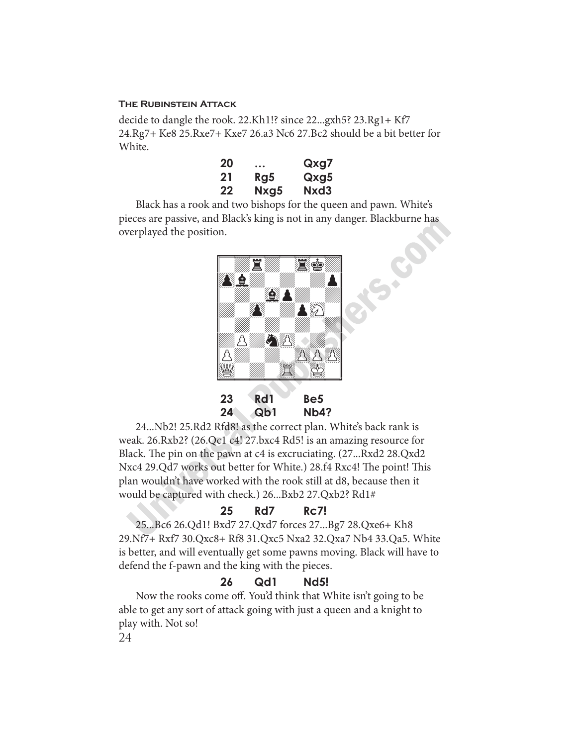decide to dangle the rook. 22.Kh1!? since 22...gxh5? 23.Rg1+ Kf7 24.Rg7+ Ke8 25.Rxe7+ Kxe7 26.a3 Nc6 27.Bc2 should be a bit better for White.

| | | |
|---|---|---|
| **20** | **...** | **Qxg7** |
| **21** | **Rg5** | **Qxg5** |
| **22** | **Nxg5** | **Nxd3** |

Black has a rook and two bishops for the queen and pawn. White's pieces are passive, and Black's king is not in any danger. Blackburne has overplayed the position.

| | | |
|---|---|---|
| **23** | **Rd1** | **Be5** |
| **24** | **Qb1** | **Nb4?** |

24...Nb2! 25.Rd2 Rfd8! as the correct plan. White's back rank is weak. 26.Rxb2? (26.Qc1 c4! 27.bxc4 Rd5! is an amazing resource for Black. The pin on the pawn at c4 is excruciating. (27...Rxd2 28.Qxd2 Nxc4 29.Qd7 works out better for White.) 28.f4 Rxc4! The point! This plan wouldn't have worked with the rook still at d8, because then it would be captured with check.) 26...Bxb2 27.Qxb2? Rd1#

| | | |
|---|---|---|
| **25** | **Rd7** | **Rc7!** |

25...Bc6 26.Qd1! Bxd7 27.Qxd7 forces 27...Bg7 28.Qxe6+ Kh8 29.Nf7+ Rxf7 30.Qxc8+ Rf8 31.Qxc5 Nxa2 32.Qxa7 Nb4 33.Qa5. White is better, and will eventually get some pawns moving. Black will have to defend the f-pawn and the king with the pieces.

| | | |
|---|---|---|
| **26** | **Qd1** | **Nd5!** |

Now the rooks come off. You'd think that White isn't going to be able to get any sort of attack going with just a queen and a knight to play with. Not so!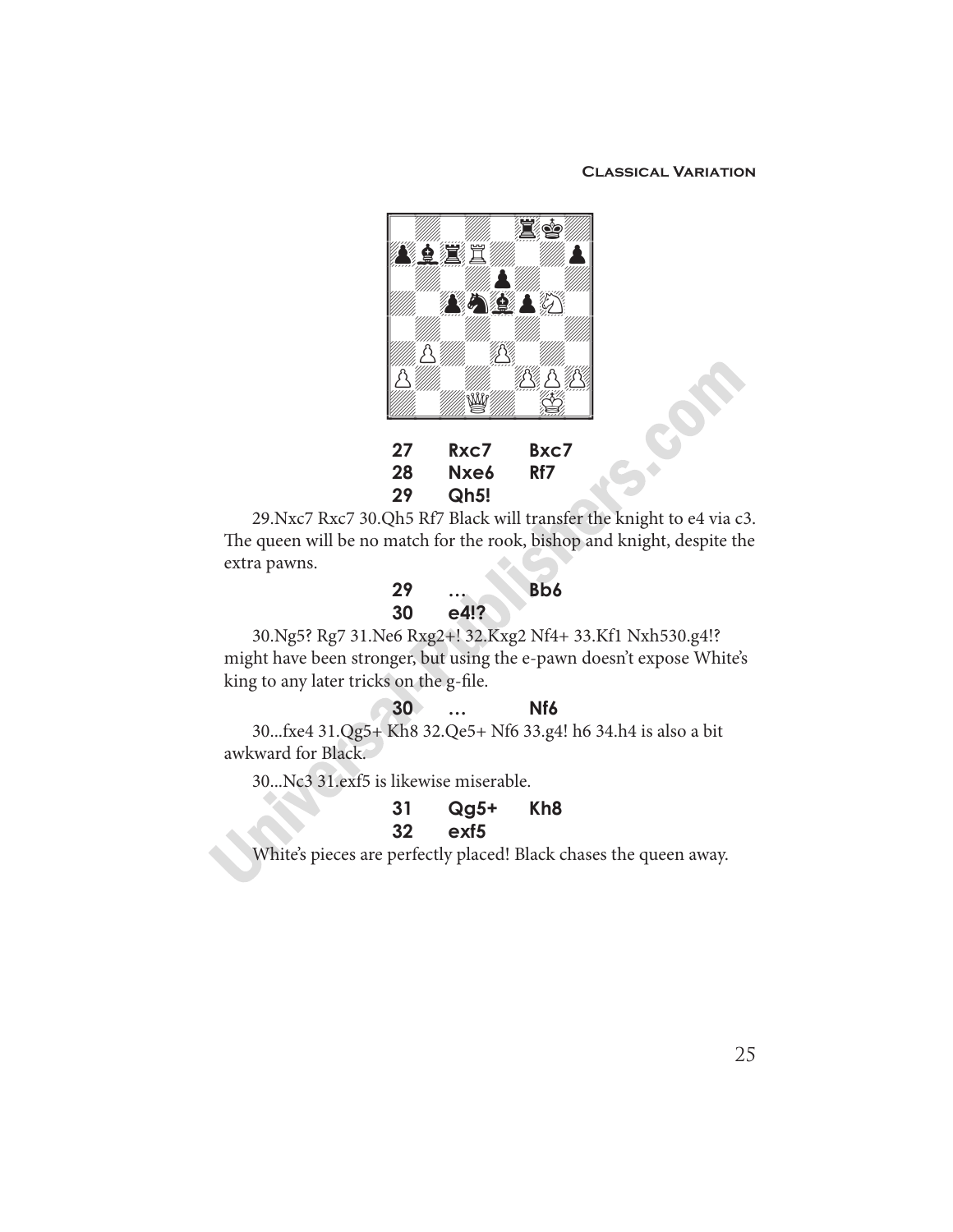| | | |
|---|---|---|
| 27 | Rxc7 | Bxc7 |
| 28 | Nxe6 | Rf7 |
| 29 | Qh5! | |

29.Nxc7 Rxc7 30.Qh5 Rf7 Black will transfer the knight to e4 via c3. The queen will be no match for the rook, bishop and knight, despite the extra pawns.

| | | |
|---|---|---|
| 29 | … | Bb6 |
| 30 | e4!? | |

30.Ng5? Rg7 31.Ne6 Rxg2+! 32.Kxg2 Nf4+ 33.Kf1 Nxh530.g4!? might have been stronger, but using the e-pawn doesn't expose White's king to any later tricks on the g-file.

| | | |
|---|---|---|
| 30 | … | Nf6 |

30...fxe4 31.Qg5+ Kh8 32.Qe5+ Nf6 33.g4! h6 34.h4 is also a bit awkward for Black.

30...Nc3 31.exf5 is likewise miserable.

| | | |
|---|---|---|
| 31 | Qg5+ | Kh8 |
| 32 | exf5 | |

White's pieces are perfectly placed! Black chases the queen away.